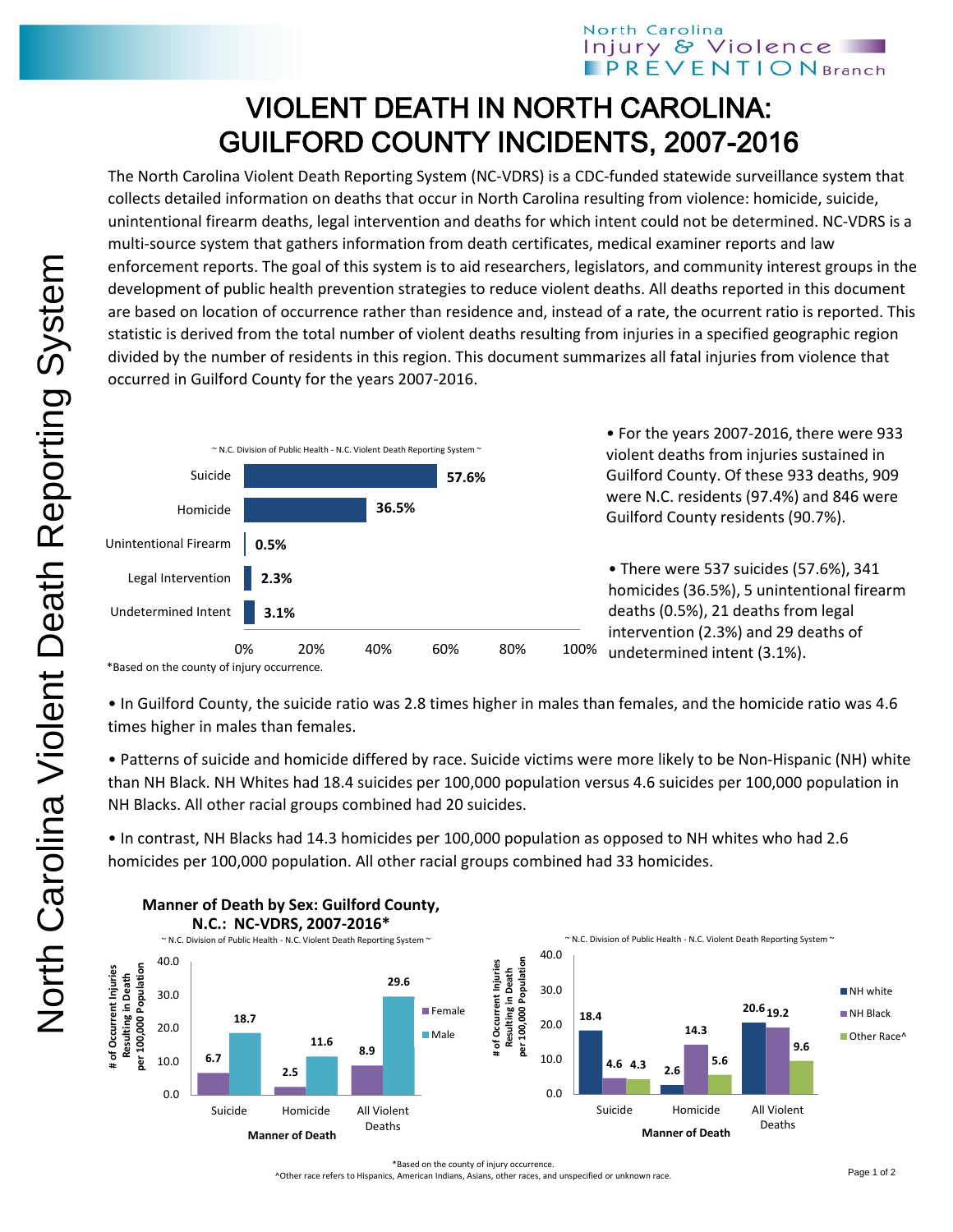# VIOLENT DEATH IN NORTH CAROLINA: GUILFORD COUNTY INCIDENTS, 2007-2016

The North Carolina Violent Death Reporting System (NC-VDRS) is a CDC-funded statewide surveillance system that collects detailed information on deaths that occur in North Carolina resulting from violence: homicide, suicide, unintentional firearm deaths, legal intervention and deaths for which intent could not be determined. NC-VDRS is a multi-source system that gathers information from death certificates, medical examiner reports and law enforcement reports. The goal of this system is to aid researchers, legislators, and community interest groups in the development of public health prevention strategies to reduce violent deaths. All deaths reported in this document are based on location of occurrence rather than residence and, instead of a rate, the ocurrent ratio is reported. This statistic is derived from the total number of violent deaths resulting from injuries in a specified geographic region divided by the number of residents in this region. This document summarizes all fatal injuries from violence that occurred in Guilford County for the years 2007-2016.

~ N.C. Division of Public Health - N.C. Violent Death Reporting System ~

| Manner | Percent |
|---|---|
| Suicide | 57.6% |
| Homicide | 36.5% |
| Unintentional Firearm | 0.5% |
| Legal Intervention | 2.3% |
| Undetermined Intent | 3.1% |

*Based on the county of injury occurrence.

- For the years 2007-2016, there were 933 violent deaths from injuries sustained in Guilford County. Of these 933 deaths, 909 were N.C. residents (97.4%) and 846 were Guilford County residents (90.7%).
- There were 537 suicides (57.6%), 341 homicides (36.5%), 5 unintentional firearm deaths (0.5%), 21 deaths from legal intervention (2.3%) and 29 deaths of undetermined intent (3.1%).
- In Guilford County, the suicide ratio was 2.8 times higher in males than females, and the homicide ratio was 4.6 times higher in males than females.
- Patterns of suicide and homicide differed by race. Suicide victims were more likely to be Non-Hispanic (NH) white than NH Black. NH Whites had 18.4 suicides per 100,000 population versus 4.6 suicides per 100,000 population in NH Blacks. All other racial groups combined had 20 suicides.
- In contrast, NH Blacks had 14.3 homicides per 100,000 population as opposed to NH whites who had 2.6 homicides per 100,000 population. All other racial groups combined had 33 homicides.

**Manner of Death by Sex: Guilford County, N.C.: NC-VDRS, 2007-2016***

~ N.C. Division of Public Health - N.C. Violent Death Reporting System ~

# of Occurrent Injuries Resulting in Death per 100,000 Population

| Manner of Death | Female | Male |
|---|---|---|
| Suicide | 6.7 | 18.7 |
| Homicide | 2.5 | 11.6 |
| All Violent Deaths | 8.9 | 29.6 |

~ N.C. Division of Public Health - N.C. Violent Death Reporting System ~

# of Occurrent Injuries Resulting in Death per 100,000 Population

| Manner of Death | NH white | NH Black | Other Race^ |
|---|---|---|---|
| Suicide | 18.4 | 4.6 | 4.3 |
| Homicide | 2.6 | 14.3 | 5.6 |
| All Violent Deaths | 20.6 | 19.2 | 9.6 |

*Based on the county of injury occurrence.

^Other race refers to Hispanics, American Indians, Asians, other races, and unspecified or unknown race.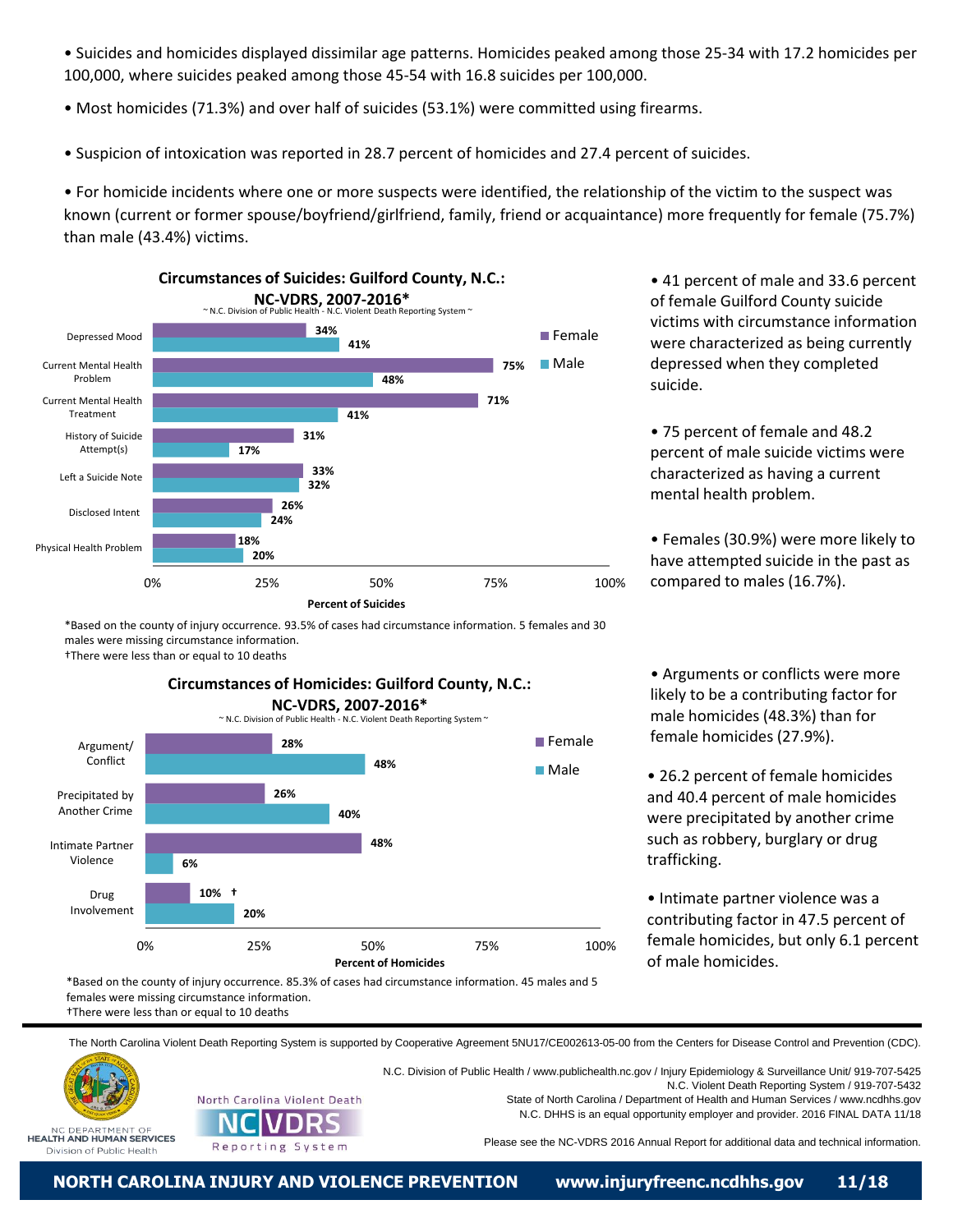• Suicides and homicides displayed dissimilar age patterns. Homicides peaked among those 25-34 with 17.2 homicides per 100,000, where suicides peaked among those 45-54 with 16.8 suicides per 100,000.

• Most homicides (71.3%) and over half of suicides (53.1%) were committed using firearms.

• Suspicion of intoxication was reported in 28.7 percent of homicides and 27.4 percent of suicides.

• For homicide incidents where one or more suspects were identified, the relationship of the victim to the suspect was known (current or former spouse/boyfriend/girlfriend, family, friend or acquaintance) more frequently for female (75.7%) than male (43.4%) victims.

**Circumstances of Suicides: Guilford County, N.C.: NC-VDRS, 2007-2016***

~ N.C. Division of Public Health - N.C. Violent Death Reporting System ~

Female
Male

Depressed Mood: 34%, 41%
Current Mental Health Problem: 75%, 48%
Current Mental Health Treatment: 71%, 41%
History of Suicide Attempt(s): 31%, 17%
Left a Suicide Note: 33%, 32%
Disclosed Intent: 26%, 24%
Physical Health Problem: 18%, 20%

0% 25% 50% 75% 100%

Percent of Suicides

*Based on the county of injury occurrence. 93.5% of cases had circumstance information. 5 females and 30 males were missing circumstance information.
†There were less than or equal to 10 deaths

• 41 percent of male and 33.6 percent of female Guilford County suicide victims with circumstance information were characterized as being currently depressed when they completed suicide.

• 75 percent of female and 48.2 percent of male suicide victims were characterized as having a current mental health problem.

• Females (30.9%) were more likely to have attempted suicide in the past as compared to males (16.7%).

**Circumstances of Homicides: Guilford County, N.C.: NC-VDRS, 2007-2016***

~ N.C. Division of Public Health - N.C. Violent Death Reporting System ~

Female
Male

Argument/ Conflict: 28%, 48%
Precipitated by Another Crime: 26%, 40%
Intimate Partner Violence: 48%, 6%
Drug Involvement: 10% †, 20%

0% 25% 50% 75% 100%

Percent of Homicides

*Based on the county of injury occurrence. 85.3% of cases had circumstance information. 45 males and 5 females were missing circumstance information.
†There were less than or equal to 10 deaths

• Arguments or conflicts were more likely to be a contributing factor for male homicides (48.3%) than for female homicides (27.9%).

• 26.2 percent of female homicides and 40.4 percent of male homicides were precipitated by another crime such as robbery, burglary or drug trafficking.

• Intimate partner violence was a contributing factor in 47.5 percent of female homicides, but only 6.1 percent of male homicides.

The North Carolina Violent Death Reporting System is supported by Cooperative Agreement 5NU17/CE002613-05-00 from the Centers for Disease Control and Prevention (CDC).

NC DEPARTMENT OF HEALTH AND HUMAN SERVICES
Division of Public Health

North Carolina Violent Death Reporting System (NC VDRS)

N.C. Division of Public Health / www.publichealth.nc.gov / Injury Epidemiology & Surveillance Unit/ 919-707-5425
N.C. Violent Death Reporting System / 919-707-5432
State of North Carolina / Department of Health and Human Services / www.ncdhhs.gov
N.C. DHHS is an equal opportunity employer and provider. 2016 FINAL DATA 11/18

Please see the NC-VDRS 2016 Annual Report for additional data and technical information.

**NORTH CAROLINA INJURY AND VIOLENCE PREVENTION** **www.injuryfreenc.ncdhhs.gov** **11/18**